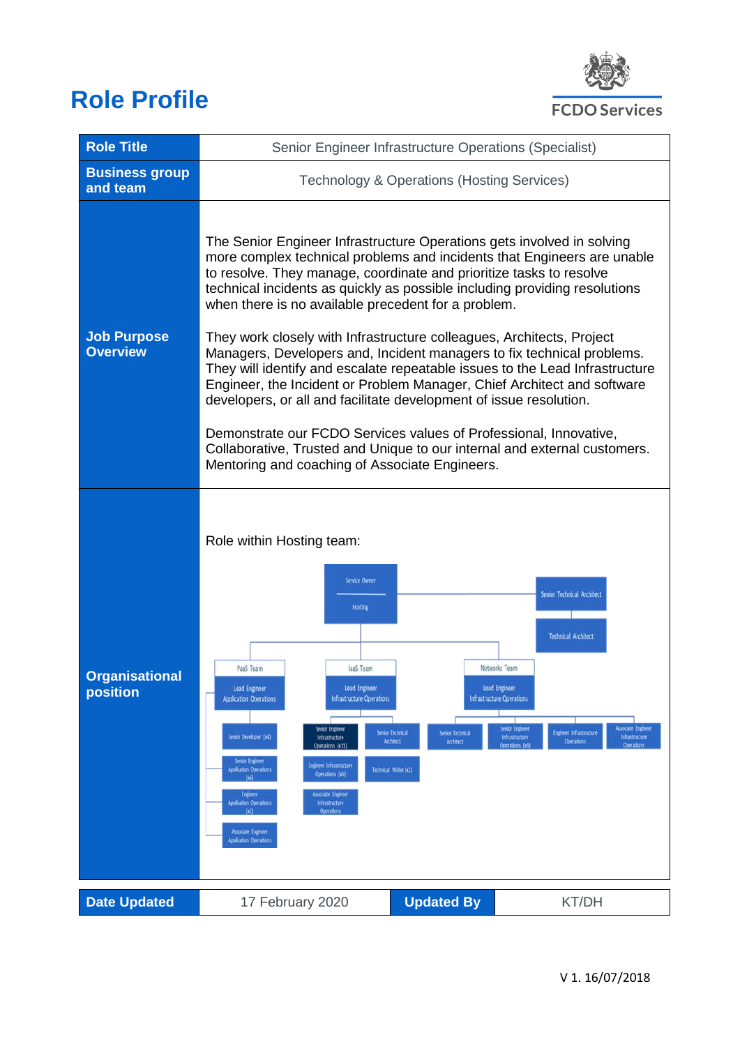# Role Profile

FCDO Services

| Role Title | Senior Engineer Infrastructure Operations (Specialist) |
|---|---|
| Business group and team | Technology & Operations (Hosting Services) |
| Job Purpose Overview | The Senior Engineer Infrastructure Operations gets involved in solving more complex technical problems and incidents that Engineers are unable to resolve. They manage, coordinate and prioritize tasks to resolve technical incidents as quickly as possible including providing resolutions when there is no available precedent for a problem.<br><br>They work closely with Infrastructure colleagues, Architects, Project Managers, Developers and, Incident managers to fix technical problems. They will identify and escalate repeatable issues to the Lead Infrastructure Engineer, the Incident or Problem Manager, Chief Architect and software developers, or all and facilitate development of issue resolution.<br><br>Demonstrate our FCDO Services values of Professional, Innovative, Collaborative, Trusted and Unique to our internal and external customers. Mentoring and coaching of Associate Engineers. |
| Organisational position | Role within Hosting team:<br><br>Service Owner – Hosting<br>Senior Technical Architect<br>Technical Architect<br><br>PaaS Team – Lead Engineer Application Operations: Senior Developer (x4); Senior Engineer Application Operations (x6); Engineer Application Operations (x2); Associate Engineer Application Operations<br><br>IaaS Team – Lead Engineer Infrastructure Operations: Senior Engineer Infrastructure Operations (x11); Senior Technical Architect; Engineer Infrastructure Operations (x5); Technical Writer (x2); Associate Engineer Infrastructure Operations<br><br>Networks Team – Lead Engineer Infrastructure Operations: Senior Technical Architect; Senior Engineer Infrastructure Operations (x5); Engineer Infrastructure Operations; Associate Engineer Infrastructure Operations |

| Date Updated | 17 February 2020 | Updated By | KT/DH |
|---|---|---|---|

V 1. 16/07/2018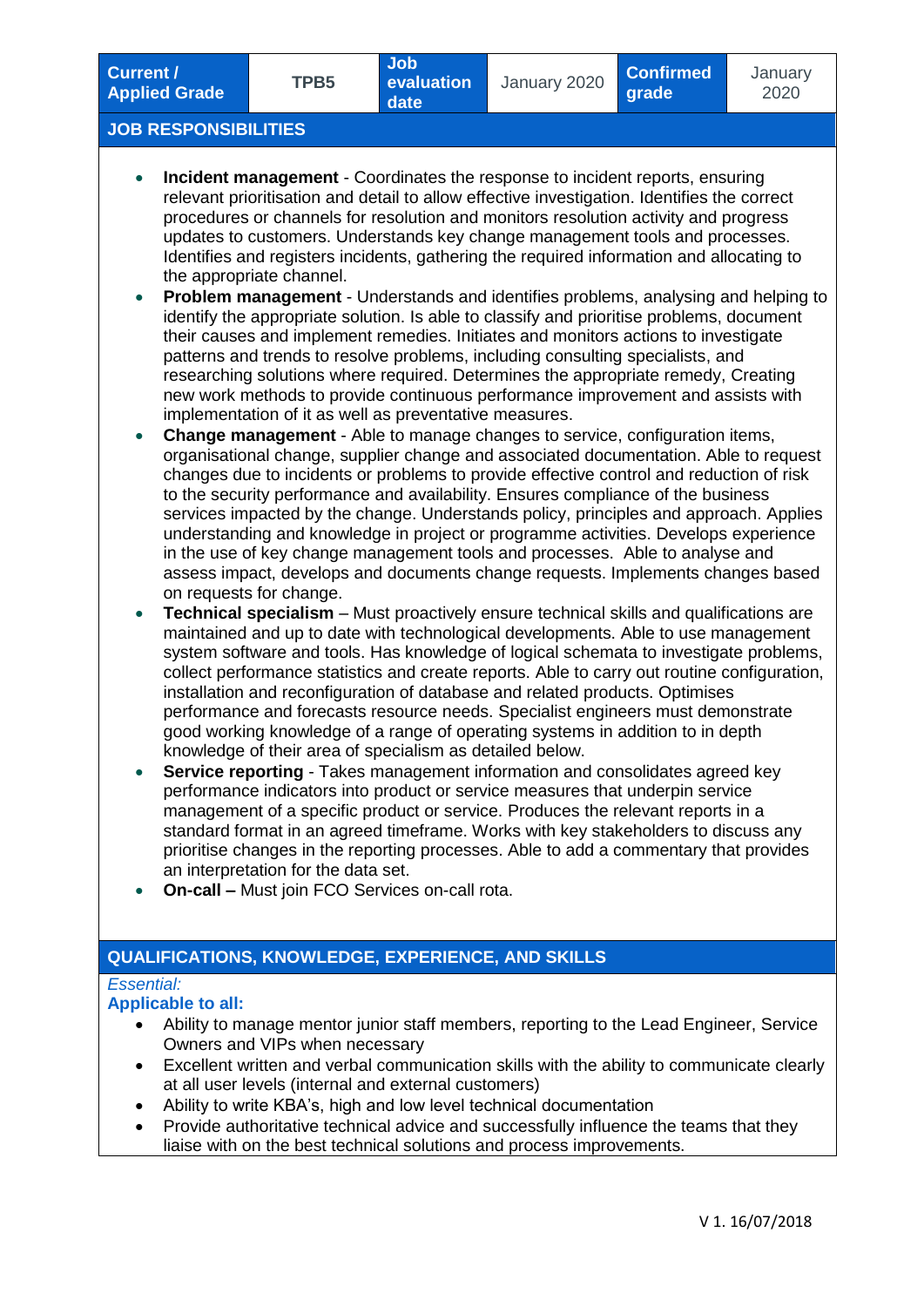| Current / Applied Grade | TPB5 | Job evaluation date | January 2020 | Confirmed grade | January 2020 |
|---|---|---|---|---|---|

## JOB RESPONSIBILITIES

- **Incident management** - Coordinates the response to incident reports, ensuring relevant prioritisation and detail to allow effective investigation. Identifies the correct procedures or channels for resolution and monitors resolution activity and progress updates to customers. Understands key change management tools and processes. Identifies and registers incidents, gathering the required information and allocating to the appropriate channel.
- **Problem management** - Understands and identifies problems, analysing and helping to identify the appropriate solution. Is able to classify and prioritise problems, document their causes and implement remedies. Initiates and monitors actions to investigate patterns and trends to resolve problems, including consulting specialists, and researching solutions where required. Determines the appropriate remedy, Creating new work methods to provide continuous performance improvement and assists with implementation of it as well as preventative measures.
- **Change management** - Able to manage changes to service, configuration items, organisational change, supplier change and associated documentation. Able to request changes due to incidents or problems to provide effective control and reduction of risk to the security performance and availability. Ensures compliance of the business services impacted by the change. Understands policy, principles and approach. Applies understanding and knowledge in project or programme activities. Develops experience in the use of key change management tools and processes. Able to analyse and assess impact, develops and documents change requests. Implements changes based on requests for change.
- **Technical specialism** – Must proactively ensure technical skills and qualifications are maintained and up to date with technological developments. Able to use management system software and tools. Has knowledge of logical schemata to investigate problems, collect performance statistics and create reports. Able to carry out routine configuration, installation and reconfiguration of database and related products. Optimises performance and forecasts resource needs. Specialist engineers must demonstrate good working knowledge of a range of operating systems in addition to in depth knowledge of their area of specialism as detailed below.
- **Service reporting** - Takes management information and consolidates agreed key performance indicators into product or service measures that underpin service management of a specific product or service. Produces the relevant reports in a standard format in an agreed timeframe. Works with key stakeholders to discuss any prioritise changes in the reporting processes. Able to add a commentary that provides an interpretation for the data set.
- **On-call –** Must join FCO Services on-call rota.

## QUALIFICATIONS, KNOWLEDGE, EXPERIENCE, AND SKILLS

*Essential:*

**Applicable to all:**

- Ability to manage mentor junior staff members, reporting to the Lead Engineer, Service Owners and VIPs when necessary
- Excellent written and verbal communication skills with the ability to communicate clearly at all user levels (internal and external customers)
- Ability to write KBA's, high and low level technical documentation
- Provide authoritative technical advice and successfully influence the teams that they liaise with on the best technical solutions and process improvements.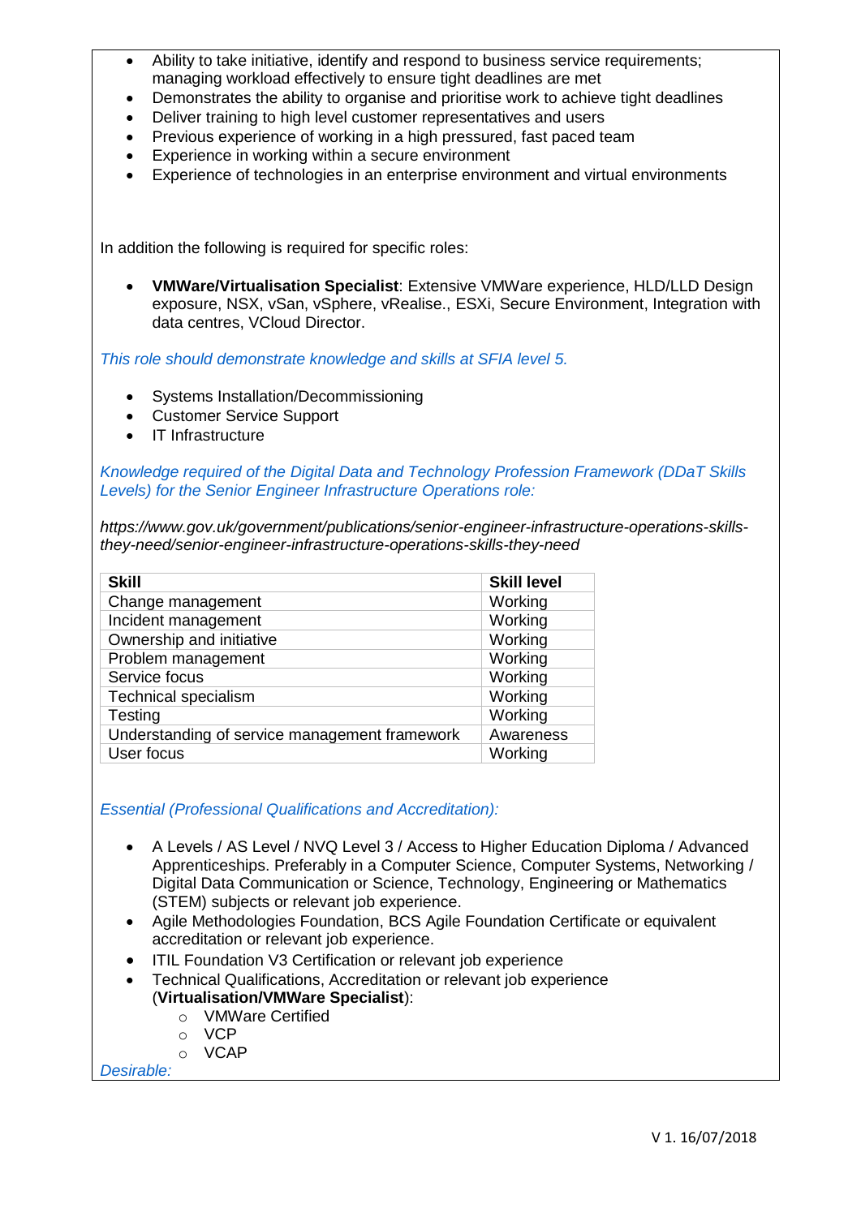- Ability to take initiative, identify and respond to business service requirements; managing workload effectively to ensure tight deadlines are met
- Demonstrates the ability to organise and prioritise work to achieve tight deadlines
- Deliver training to high level customer representatives and users
- Previous experience of working in a high pressured, fast paced team
- Experience in working within a secure environment
- Experience of technologies in an enterprise environment and virtual environments

In addition the following is required for specific roles:

- **VMWare/Virtualisation Specialist**: Extensive VMWare experience, HLD/LLD Design exposure, NSX, vSan, vSphere, vRealise., ESXi, Secure Environment, Integration with data centres, VCloud Director.

*This role should demonstrate knowledge and skills at SFIA level 5.*

- Systems Installation/Decommissioning
- Customer Service Support
- IT Infrastructure

*Knowledge required of the Digital Data and Technology Profession Framework (DDaT Skills Levels) for the Senior Engineer Infrastructure Operations role:*

*https://www.gov.uk/government/publications/senior-engineer-infrastructure-operations-skills-they-need/senior-engineer-infrastructure-operations-skills-they-need*

| Skill | Skill level |
|---|---|
| Change management | Working |
| Incident management | Working |
| Ownership and initiative | Working |
| Problem management | Working |
| Service focus | Working |
| Technical specialism | Working |
| Testing | Working |
| Understanding of service management framework | Awareness |
| User focus | Working |

*Essential (Professional Qualifications and Accreditation):*

- A Levels / AS Level / NVQ Level 3 / Access to Higher Education Diploma / Advanced Apprenticeships. Preferably in a Computer Science, Computer Systems, Networking / Digital Data Communication or Science, Technology, Engineering or Mathematics (STEM) subjects or relevant job experience.
- Agile Methodologies Foundation, BCS Agile Foundation Certificate or equivalent accreditation or relevant job experience.
- ITIL Foundation V3 Certification or relevant job experience
- Technical Qualifications, Accreditation or relevant job experience (**Virtualisation/VMWare Specialist**):
  - VMWare Certified
  - VCP
  - VCAP

*Desirable:*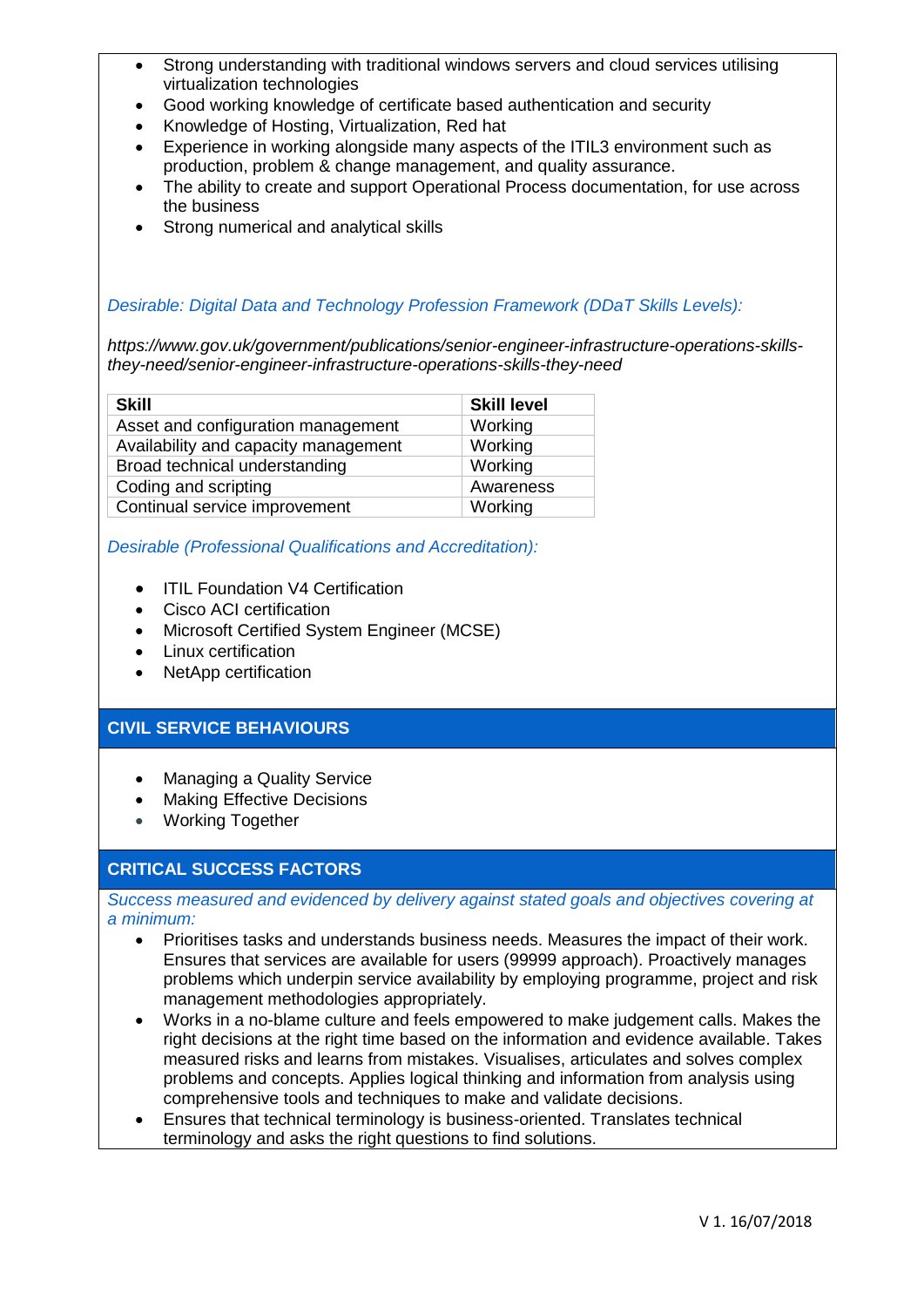- Strong understanding with traditional windows servers and cloud services utilising virtualization technologies
- Good working knowledge of certificate based authentication and security
- Knowledge of Hosting, Virtualization, Red hat
- Experience in working alongside many aspects of the ITIL3 environment such as production, problem & change management, and quality assurance.
- The ability to create and support Operational Process documentation, for use across the business
- Strong numerical and analytical skills

*Desirable: Digital Data and Technology Profession Framework (DDaT Skills Levels):*

*https://www.gov.uk/government/publications/senior-engineer-infrastructure-operations-skills-they-need/senior-engineer-infrastructure-operations-skills-they-need*

| Skill | Skill level |
|---|---|
| Asset and configuration management | Working |
| Availability and capacity management | Working |
| Broad technical understanding | Working |
| Coding and scripting | Awareness |
| Continual service improvement | Working |

*Desirable (Professional Qualifications and Accreditation):*

- ITIL Foundation V4 Certification
- Cisco ACI certification
- Microsoft Certified System Engineer (MCSE)
- Linux certification
- NetApp certification

## CIVIL SERVICE BEHAVIOURS

- Managing a Quality Service
- Making Effective Decisions
- Working Together

## CRITICAL SUCCESS FACTORS

*Success measured and evidenced by delivery against stated goals and objectives covering at a minimum:*

- Prioritises tasks and understands business needs. Measures the impact of their work. Ensures that services are available for users (99999 approach). Proactively manages problems which underpin service availability by employing programme, project and risk management methodologies appropriately.
- Works in a no-blame culture and feels empowered to make judgement calls. Makes the right decisions at the right time based on the information and evidence available. Takes measured risks and learns from mistakes. Visualises, articulates and solves complex problems and concepts. Applies logical thinking and information from analysis using comprehensive tools and techniques to make and validate decisions.
- Ensures that technical terminology is business-oriented. Translates technical terminology and asks the right questions to find solutions.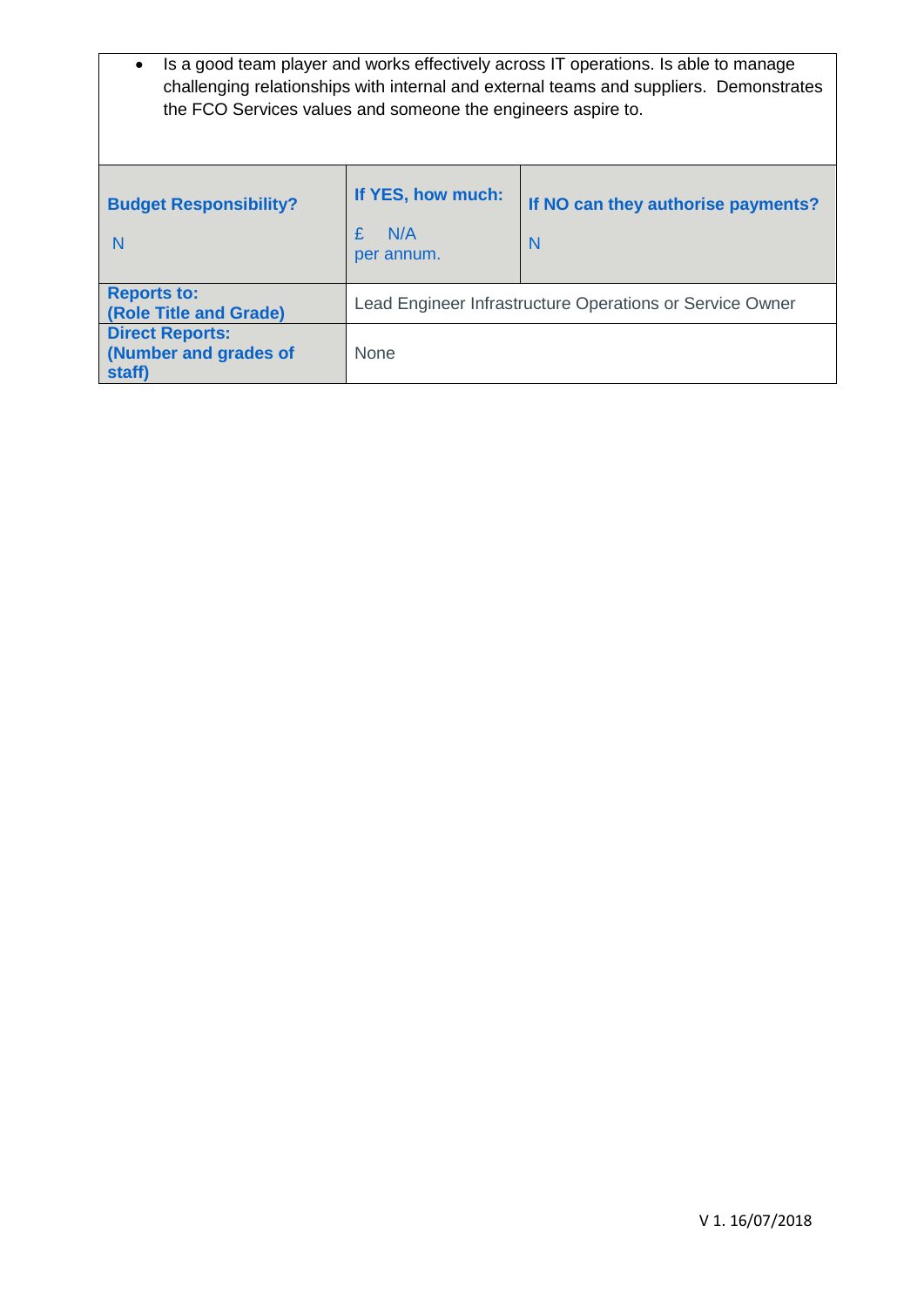- Is a good team player and works effectively across IT operations. Is able to manage challenging relationships with internal and external teams and suppliers. Demonstrates the FCO Services values and someone the engineers aspire to.

| | | |
|---|---|---|
| **Budget Responsibility?**<br><br>N | **If YES, how much:**<br><br>£ N/A per annum. | **If NO can they authorise payments?**<br><br>N |
| **Reports to: (Role Title and Grade)** | Lead Engineer Infrastructure Operations or Service Owner | |
| **Direct Reports: (Number and grades of staff)** | None | |

V 1. 16/07/2018